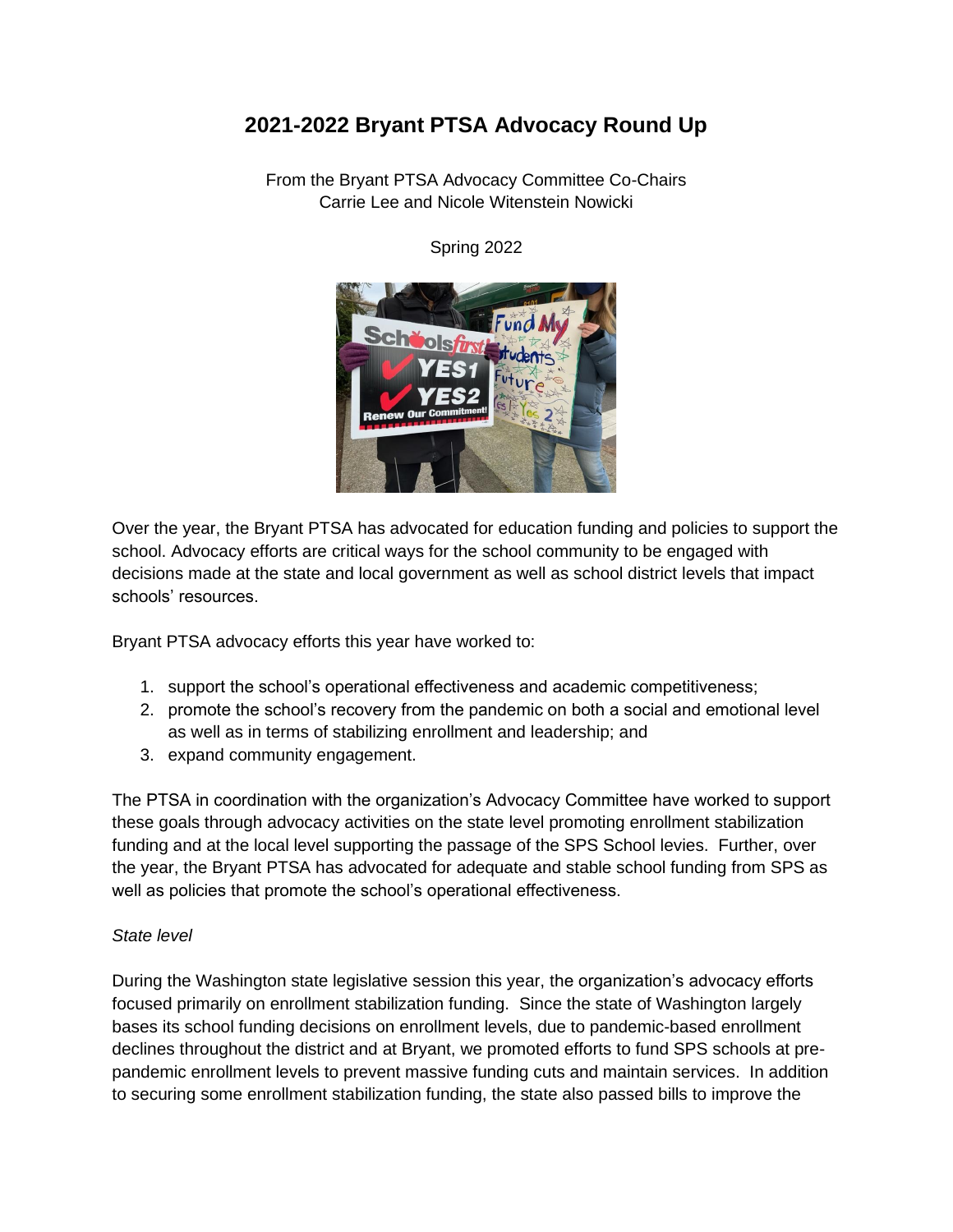# 2021-2022 Bryant PTSA Advocacy Round Up

From the Bryant PTSA Advocacy Committee Co-Chairs
Carrie Lee and Nicole Witenstein Nowicki

Spring 2022

Over the year, the Bryant PTSA has advocated for education funding and policies to support the school. Advocacy efforts are critical ways for the school community to be engaged with decisions made at the state and local government as well as school district levels that impact schools' resources.

Bryant PTSA advocacy efforts this year have worked to:

1. support the school's operational effectiveness and academic competitiveness;
2. promote the school's recovery from the pandemic on both a social and emotional level as well as in terms of stabilizing enrollment and leadership; and
3. expand community engagement.

The PTSA in coordination with the organization's Advocacy Committee have worked to support these goals through advocacy activities on the state level promoting enrollment stabilization funding and at the local level supporting the passage of the SPS School levies. Further, over the year, the Bryant PTSA has advocated for adequate and stable school funding from SPS as well as policies that promote the school's operational effectiveness.

*State level*

During the Washington state legislative session this year, the organization's advocacy efforts focused primarily on enrollment stabilization funding. Since the state of Washington largely bases its school funding decisions on enrollment levels, due to pandemic-based enrollment declines throughout the district and at Bryant, we promoted efforts to fund SPS schools at pre-pandemic enrollment levels to prevent massive funding cuts and maintain services. In addition to securing some enrollment stabilization funding, the state also passed bills to improve the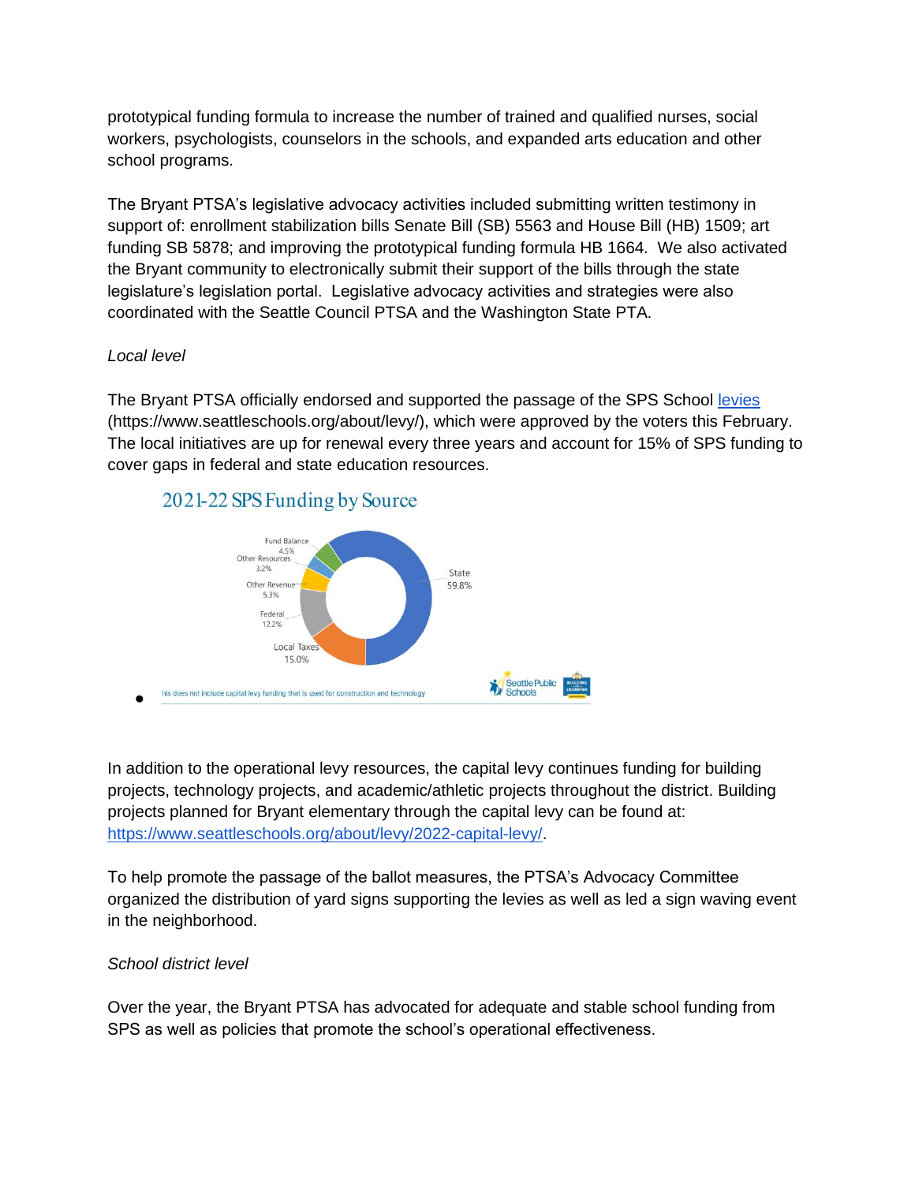prototypical funding formula to increase the number of trained and qualified nurses, social workers, psychologists, counselors in the schools, and expanded arts education and other school programs.

The Bryant PTSA's legislative advocacy activities included submitting written testimony in support of: enrollment stabilization bills Senate Bill (SB) 5563 and House Bill (HB) 1509; art funding SB 5878; and improving the prototypical funding formula HB 1664. We also activated the Bryant community to electronically submit their support of the bills through the state legislature's legislation portal. Legislative advocacy activities and strategies were also coordinated with the Seattle Council PTSA and the Washington State PTA.

*Local level*

The Bryant PTSA officially endorsed and supported the passage of the SPS School [levies](https://www.seattleschools.org/about/levy/) (https://www.seattleschools.org/about/levy/), which were approved by the voters this February. The local initiatives are up for renewal every three years and account for 15% of SPS funding to cover gaps in federal and state education resources.

2021-22 SPS Funding by Source

| Source | Share |
|---|---|
| State | 59.8% |
| Local Taxes | 15.0% |
| Federal | 12.2% |
| Other Revenue | 5.3% |
| Fund Balance | 4.5% |
| Other Resources | 3.2% |

- his does not include capital levy funding that is used for construction and technology

In addition to the operational levy resources, the capital levy continues funding for building projects, technology projects, and academic/athletic projects throughout the district. Building projects planned for Bryant elementary through the capital levy can be found at: https://www.seattleschools.org/about/levy/2022-capital-levy/.

To help promote the passage of the ballot measures, the PTSA's Advocacy Committee organized the distribution of yard signs supporting the levies as well as led a sign waving event in the neighborhood.

*School district level*

Over the year, the Bryant PTSA has advocated for adequate and stable school funding from SPS as well as policies that promote the school's operational effectiveness.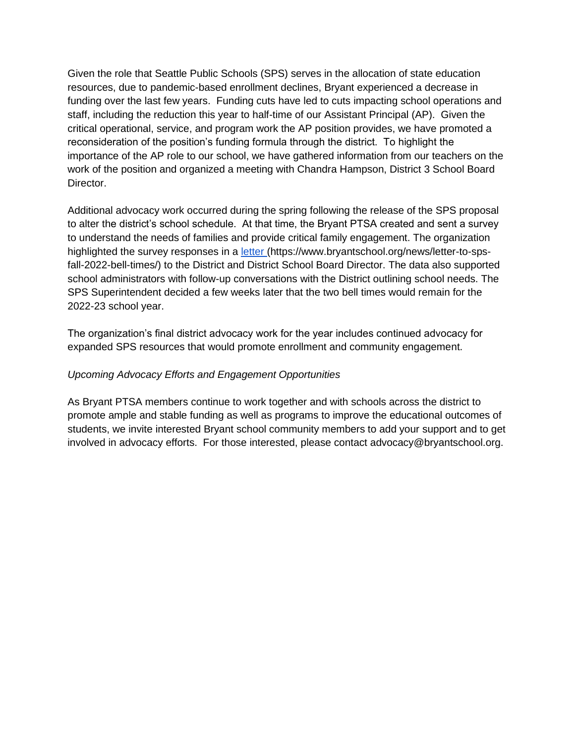Given the role that Seattle Public Schools (SPS) serves in the allocation of state education resources, due to pandemic-based enrollment declines, Bryant experienced a decrease in funding over the last few years. Funding cuts have led to cuts impacting school operations and staff, including the reduction this year to half-time of our Assistant Principal (AP). Given the critical operational, service, and program work the AP position provides, we have promoted a reconsideration of the position's funding formula through the district. To highlight the importance of the AP role to our school, we have gathered information from our teachers on the work of the position and organized a meeting with Chandra Hampson, District 3 School Board Director.

Additional advocacy work occurred during the spring following the release of the SPS proposal to alter the district's school schedule. At that time, the Bryant PTSA created and sent a survey to understand the needs of families and provide critical family engagement. The organization highlighted the survey responses in a [letter](https://www.bryantschool.org/news/letter-to-sps-fall-2022-bell-times/) (https://www.bryantschool.org/news/letter-to-sps-fall-2022-bell-times/) to the District and District School Board Director. The data also supported school administrators with follow-up conversations with the District outlining school needs. The SPS Superintendent decided a few weeks later that the two bell times would remain for the 2022-23 school year.

The organization's final district advocacy work for the year includes continued advocacy for expanded SPS resources that would promote enrollment and community engagement.

*Upcoming Advocacy Efforts and Engagement Opportunities*

As Bryant PTSA members continue to work together and with schools across the district to promote ample and stable funding as well as programs to improve the educational outcomes of students, we invite interested Bryant school community members to add your support and to get involved in advocacy efforts. For those interested, please contact advocacy@bryantschool.org.